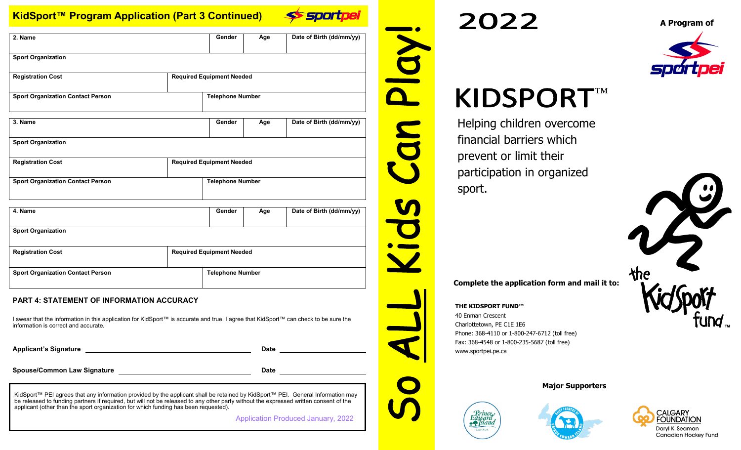## KidSport™ Program Application (Part 3 Continued)

| 2. Name | | Gender | Age | Date of Birth (dd/mm/yy) |
|---|---|---|---|---|
| Sport Organization | | | | |
| Registration Cost | Required Equipment Needed | | | |
| Sport Organization Contact Person | Telephone Number | | | |

| 3. Name | | Gender | Age | Date of Birth (dd/mm/yy) |
|---|---|---|---|---|
| Sport Organization | | | | |
| Registration Cost | Required Equipment Needed | | | |
| Sport Organization Contact Person | Telephone Number | | | |

| 4. Name | | Gender | Age | Date of Birth (dd/mm/yy) |
|---|---|---|---|---|
| Sport Organization | | | | |
| Registration Cost | Required Equipment Needed | | | |
| Sport Organization Contact Person | Telephone Number | | | |

### PART 4: STATEMENT OF INFORMATION ACCURACY

I swear that the information in this application for KidSport™ is accurate and true. I agree that KidSport™ can check to be sure the information is correct and accurate.

**Applicant's Signature** ____________________ **Date** ____________

**Spouse/Common Law Signature** ____________________ **Date** ____________

KidSport™ PEI agrees that any information provided by the applicant shall be retained by KidSport™ PEI. General Information may be released to funding partners if required, but will not be released to any other party without the expressed written consent of the applicant (other than the sport organization for which funding has been requested).

Application Produced January, 2022

So ALL Kids Can Play!

# 2022

A Program of sportpei

# KIDSPORT™

Helping children overcome financial barriers which prevent or limit their participation in organized sport.

the KidSport fund™

**Complete the application form and mail it to:**

**THE KIDSPORT FUND™**
40 Enman Crescent
Charlottetown, PE C1E 1E6
Phone: 368-4110 or 1-800-247-6712 (toll free)
Fax: 368-4548 or 1-800-235-5687 (toll free)
www.sportpei.pe.ca

**Major Supporters**

Prince Edward Island Canada

Dairy Farmers of Prince Edward Island

Calgary Foundation — Daryl K. Seaman Canadian Hockey Fund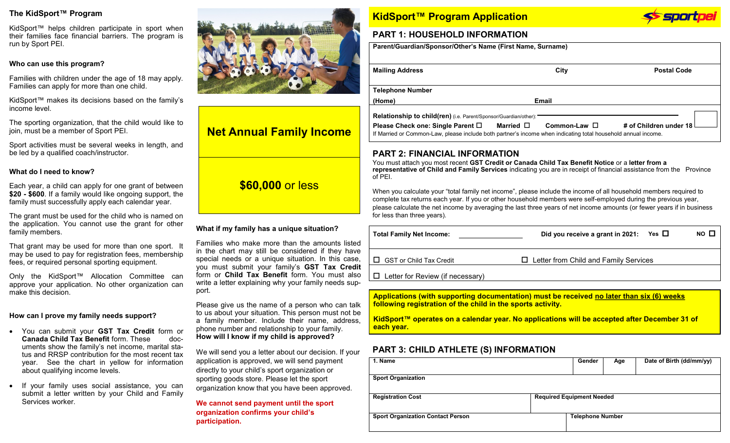## The KidSport™ Program

KidSport™ helps children participate in sport when their families face financial barriers. The program is run by Sport PEI.

### Who can use this program?

Families with children under the age of 18 may apply. Families can apply for more than one child.

KidSport™ makes its decisions based on the family's income level.

The sporting organization, that the child would like to join, must be a member of Sport PEI.

Sport activities must be several weeks in length, and be led by a qualified coach/instructor.

### What do I need to know?

Each year, a child can apply for one grant of between **$20 - $600**. If a family would like ongoing support, the family must successfully apply each calendar year.

The grant must be used for the child who is named on the application. You cannot use the grant for other family members.

That grant may be used for more than one sport. It may be used to pay for registration fees, membership fees, or required personal sporting equipment.

Only the KidSport™ Allocation Committee can approve your application. No other organization can make this decision.

### How can I prove my family needs support?

- You can submit your **GST Tax Credit** form or **Canada Child Tax Benefit** form. These documents show the family's net income, marital status and RRSP contribution for the most recent tax year. See the chart in yellow for information about qualifying income levels.
- If your family uses social assistance, you can submit a letter written by your Child and Family Services worker.

| **Net Annual Family Income** |
|---|
| **$60,000** or less |

### What if my family has a unique situation?

Families who make more than the amounts listed in the chart may still be considered if they have special needs or a unique situation. In this case, you must submit your family's **GST Tax Credit** form or **Child Tax Benefit** form. You must also write a letter explaining why your family needs support.

Please give us the name of a person who can talk to us about your situation. This person must not be a family member. Include their name, address, phone number and relationship to your family.

### How will I know if my child is approved?

We will send you a letter about our decision. If your application is approved, we will send payment directly to your child's sport organization or sporting goods store. Please let the sport organization know that you have been approved.

**We cannot send payment until the sport organization confirms your child's participation.**

## KidSport™ Program Application

sportpei

### PART 1: HOUSEHOLD INFORMATION

| | | |
|---|---|---|
| **Parent/Guardian/Sponsor/Other's Name (First Name, Surname)** | | |
| **Mailing Address** | **City** | **Postal Code** |
| **Telephone Number** (Home) | **Email** | |
| **Relationship to child(ren)** (i.e. Parent/Sponsor/Guardian/other): | | |
| **Please Check one: Single Parent** ☐ **Married** ☐ **Common-Law** ☐ | **# of Children under 18** | |

If Married or Common-Law, please include both partner's income when indicating total household annual income.

### PART 2: FINANCIAL INFORMATION

You must attach you most recent **GST Credit or Canada Child Tax Benefit Notice** or a **letter from a representative of Child and Family Services** indicating you are in receipt of financial assistance from the Province of PEI.

When you calculate your "total family net income", please include the income of all household members required to complete tax returns each year. If you or other household members were self-employed during the previous year, please calculate the net income by averaging the last three years of net income amounts (or fewer years if in business for less than three years).

| | |
|---|---|
| **Total Family Net Income:** ________ | **Did you receive a grant in 2021:** Yes ☐ NO ☐ |
| ☐ GST or Child Tax Credit | ☐ Letter from Child and Family Services |
| ☐ Letter for Review (if necessary) | |

**Applications (with supporting documentation) must be received no later than six (6) weeks following registration of the child in the sports activity.**

**KidSport™ operates on a calendar year. No applications will be accepted after December 31 of each year.**

### PART 3: CHILD ATHLETE (S) INFORMATION

| | | | |
|---|---|---|---|
| **1. Name** | **Gender** | **Age** | **Date of Birth (dd/mm/yy)** |
| **Sport Organization** | | | |
| **Registration Cost** | **Required Equipment Needed** | | |
| **Sport Organization Contact Person** | **Telephone Number** | | |